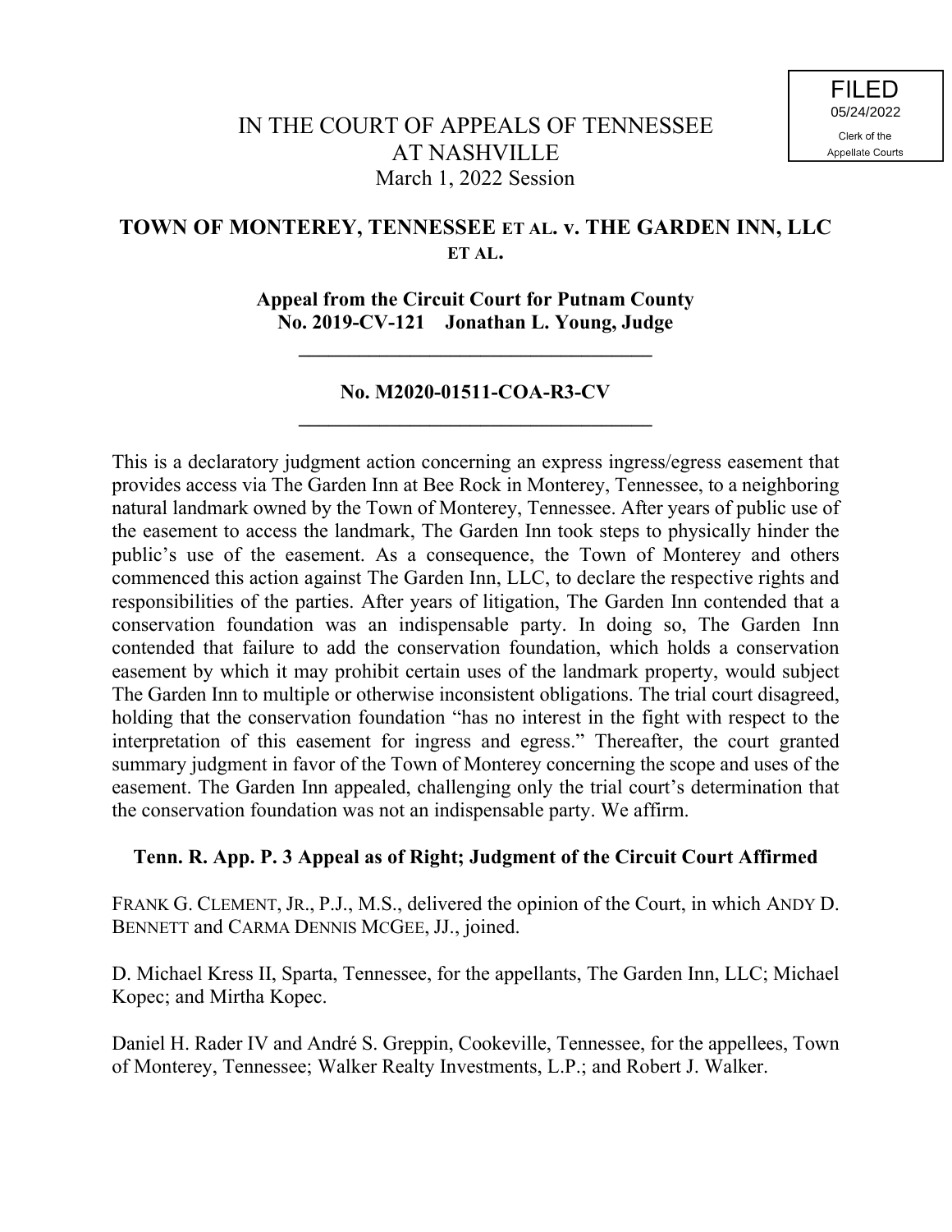FILED
05/24/2022
Clerk of the
Appellate Courts

# IN THE COURT OF APPEALS OF TENNESSEE AT NASHVILLE

March 1, 2022 Session

## TOWN OF MONTEREY, TENNESSEE ET AL. v. THE GARDEN INN, LLC ET AL.

**Appeal from the Circuit Court for Putnam County**
**No. 2019-CV-121 Jonathan L. Young, Judge**

---

**No. M2020-01511-COA-R3-CV**

---

This is a declaratory judgment action concerning an express ingress/egress easement that provides access via The Garden Inn at Bee Rock in Monterey, Tennessee, to a neighboring natural landmark owned by the Town of Monterey, Tennessee. After years of public use of the easement to access the landmark, The Garden Inn took steps to physically hinder the public's use of the easement. As a consequence, the Town of Monterey and others commenced this action against The Garden Inn, LLC, to declare the respective rights and responsibilities of the parties. After years of litigation, The Garden Inn contended that a conservation foundation was an indispensable party. In doing so, The Garden Inn contended that failure to add the conservation foundation, which holds a conservation easement by which it may prohibit certain uses of the landmark property, would subject The Garden Inn to multiple or otherwise inconsistent obligations. The trial court disagreed, holding that the conservation foundation "has no interest in the fight with respect to the interpretation of this easement for ingress and egress." Thereafter, the court granted summary judgment in favor of the Town of Monterey concerning the scope and uses of the easement. The Garden Inn appealed, challenging only the trial court's determination that the conservation foundation was not an indispensable party. We affirm.

**Tenn. R. App. P. 3 Appeal as of Right; Judgment of the Circuit Court Affirmed**

FRANK G. CLEMENT, JR., P.J., M.S., delivered the opinion of the Court, in which ANDY D. BENNETT and CARMA DENNIS MCGEE, JJ., joined.

D. Michael Kress II, Sparta, Tennessee, for the appellants, The Garden Inn, LLC; Michael Kopec; and Mirtha Kopec.

Daniel H. Rader IV and André S. Greppin, Cookeville, Tennessee, for the appellees, Town of Monterey, Tennessee; Walker Realty Investments, L.P.; and Robert J. Walker.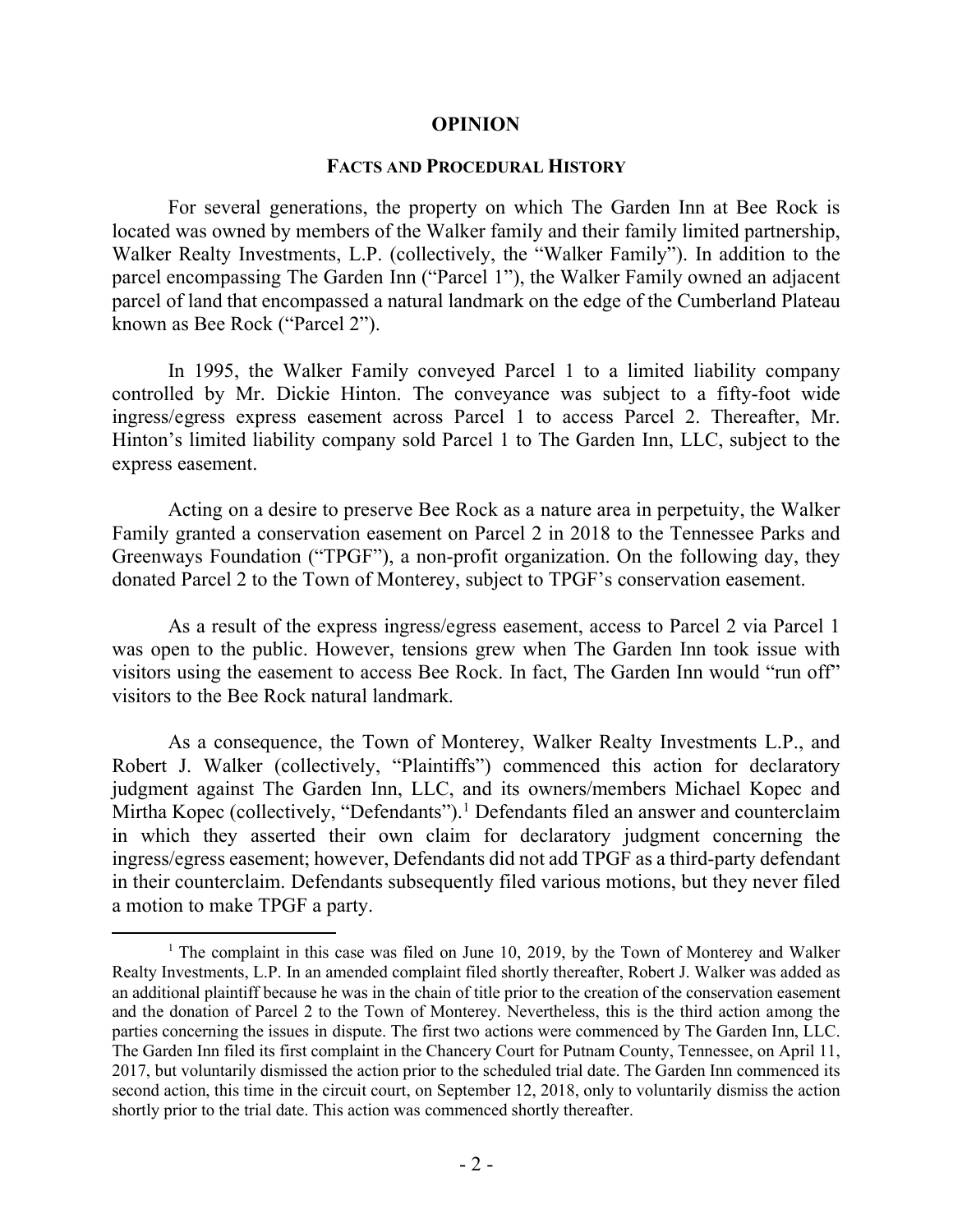# OPINION

## FACTS AND PROCEDURAL HISTORY

For several generations, the property on which The Garden Inn at Bee Rock is located was owned by members of the Walker family and their family limited partnership, Walker Realty Investments, L.P. (collectively, the "Walker Family"). In addition to the parcel encompassing The Garden Inn ("Parcel 1"), the Walker Family owned an adjacent parcel of land that encompassed a natural landmark on the edge of the Cumberland Plateau known as Bee Rock ("Parcel 2").

In 1995, the Walker Family conveyed Parcel 1 to a limited liability company controlled by Mr. Dickie Hinton. The conveyance was subject to a fifty-foot wide ingress/egress express easement across Parcel 1 to access Parcel 2. Thereafter, Mr. Hinton's limited liability company sold Parcel 1 to The Garden Inn, LLC, subject to the express easement.

Acting on a desire to preserve Bee Rock as a nature area in perpetuity, the Walker Family granted a conservation easement on Parcel 2 in 2018 to the Tennessee Parks and Greenways Foundation ("TPGF"), a non-profit organization. On the following day, they donated Parcel 2 to the Town of Monterey, subject to TPGF's conservation easement.

As a result of the express ingress/egress easement, access to Parcel 2 via Parcel 1 was open to the public. However, tensions grew when The Garden Inn took issue with visitors using the easement to access Bee Rock. In fact, The Garden Inn would "run off" visitors to the Bee Rock natural landmark.

As a consequence, the Town of Monterey, Walker Realty Investments L.P., and Robert J. Walker (collectively, "Plaintiffs") commenced this action for declaratory judgment against The Garden Inn, LLC, and its owners/members Michael Kopec and Mirtha Kopec (collectively, "Defendants").[1] Defendants filed an answer and counterclaim in which they asserted their own claim for declaratory judgment concerning the ingress/egress easement; however, Defendants did not add TPGF as a third-party defendant in their counterclaim. Defendants subsequently filed various motions, but they never filed a motion to make TPGF a party.

---

[1] The complaint in this case was filed on June 10, 2019, by the Town of Monterey and Walker Realty Investments, L.P. In an amended complaint filed shortly thereafter, Robert J. Walker was added as an additional plaintiff because he was in the chain of title prior to the creation of the conservation easement and the donation of Parcel 2 to the Town of Monterey. Nevertheless, this is the third action among the parties concerning the issues in dispute. The first two actions were commenced by The Garden Inn, LLC. The Garden Inn filed its first complaint in the Chancery Court for Putnam County, Tennessee, on April 11, 2017, but voluntarily dismissed the action prior to the scheduled trial date. The Garden Inn commenced its second action, this time in the circuit court, on September 12, 2018, only to voluntarily dismiss the action shortly prior to the trial date. This action was commenced shortly thereafter.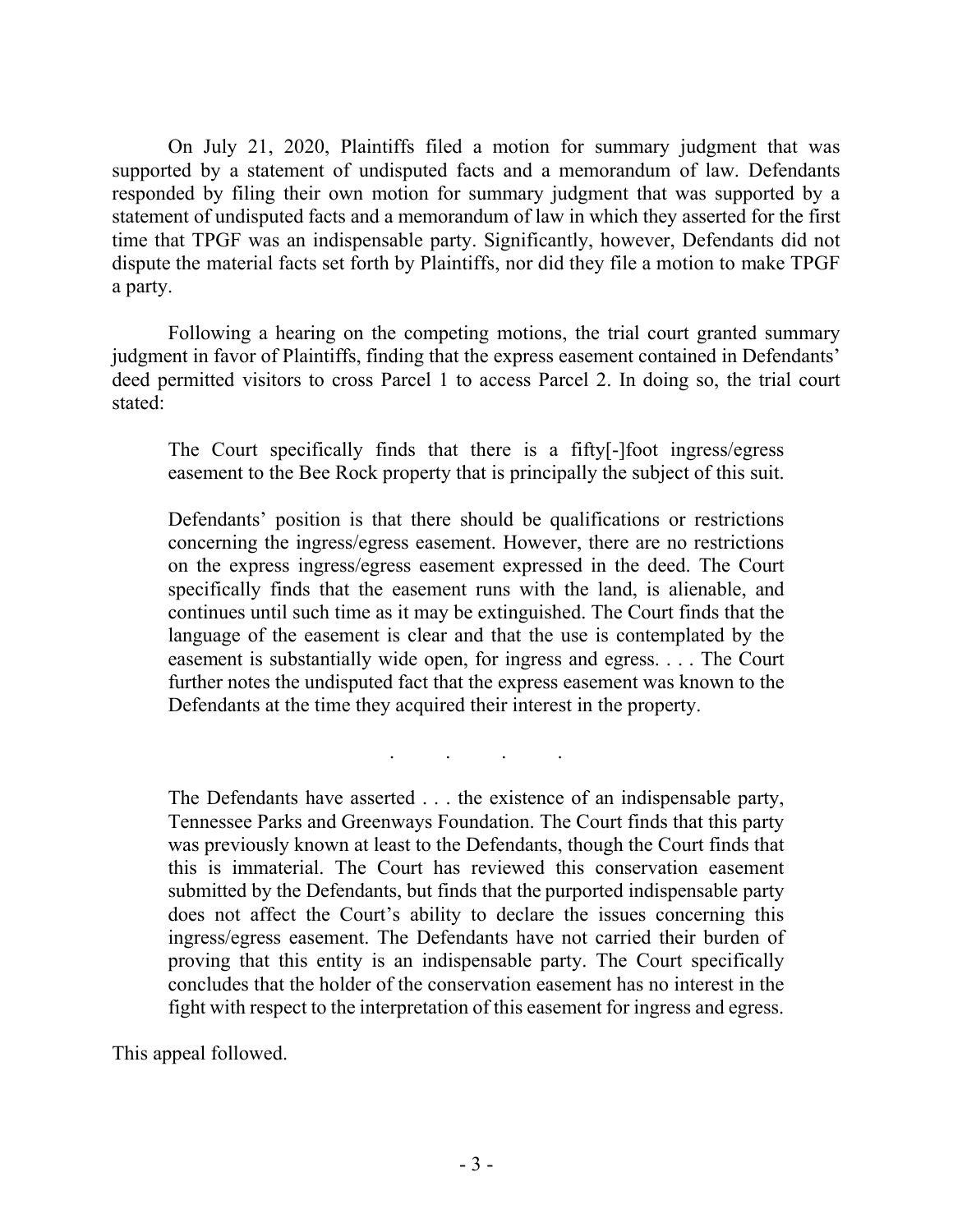On July 21, 2020, Plaintiffs filed a motion for summary judgment that was supported by a statement of undisputed facts and a memorandum of law. Defendants responded by filing their own motion for summary judgment that was supported by a statement of undisputed facts and a memorandum of law in which they asserted for the first time that TPGF was an indispensable party. Significantly, however, Defendants did not dispute the material facts set forth by Plaintiffs, nor did they file a motion to make TPGF a party.

Following a hearing on the competing motions, the trial court granted summary judgment in favor of Plaintiffs, finding that the express easement contained in Defendants' deed permitted visitors to cross Parcel 1 to access Parcel 2. In doing so, the trial court stated:

> The Court specifically finds that there is a fifty[-]foot ingress/egress easement to the Bee Rock property that is principally the subject of this suit.
>
> Defendants' position is that there should be qualifications or restrictions concerning the ingress/egress easement. However, there are no restrictions on the express ingress/egress easement expressed in the deed. The Court specifically finds that the easement runs with the land, is alienable, and continues until such time as it may be extinguished. The Court finds that the language of the easement is clear and that the use is contemplated by the easement is substantially wide open, for ingress and egress. . . . The Court further notes the undisputed fact that the express easement was known to the Defendants at the time they acquired their interest in the property.
>
> . . . .
>
> The Defendants have asserted . . . the existence of an indispensable party, Tennessee Parks and Greenways Foundation. The Court finds that this party was previously known at least to the Defendants, though the Court finds that this is immaterial. The Court has reviewed this conservation easement submitted by the Defendants, but finds that the purported indispensable party does not affect the Court's ability to declare the issues concerning this ingress/egress easement. The Defendants have not carried their burden of proving that this entity is an indispensable party. The Court specifically concludes that the holder of the conservation easement has no interest in the fight with respect to the interpretation of this easement for ingress and egress.

This appeal followed.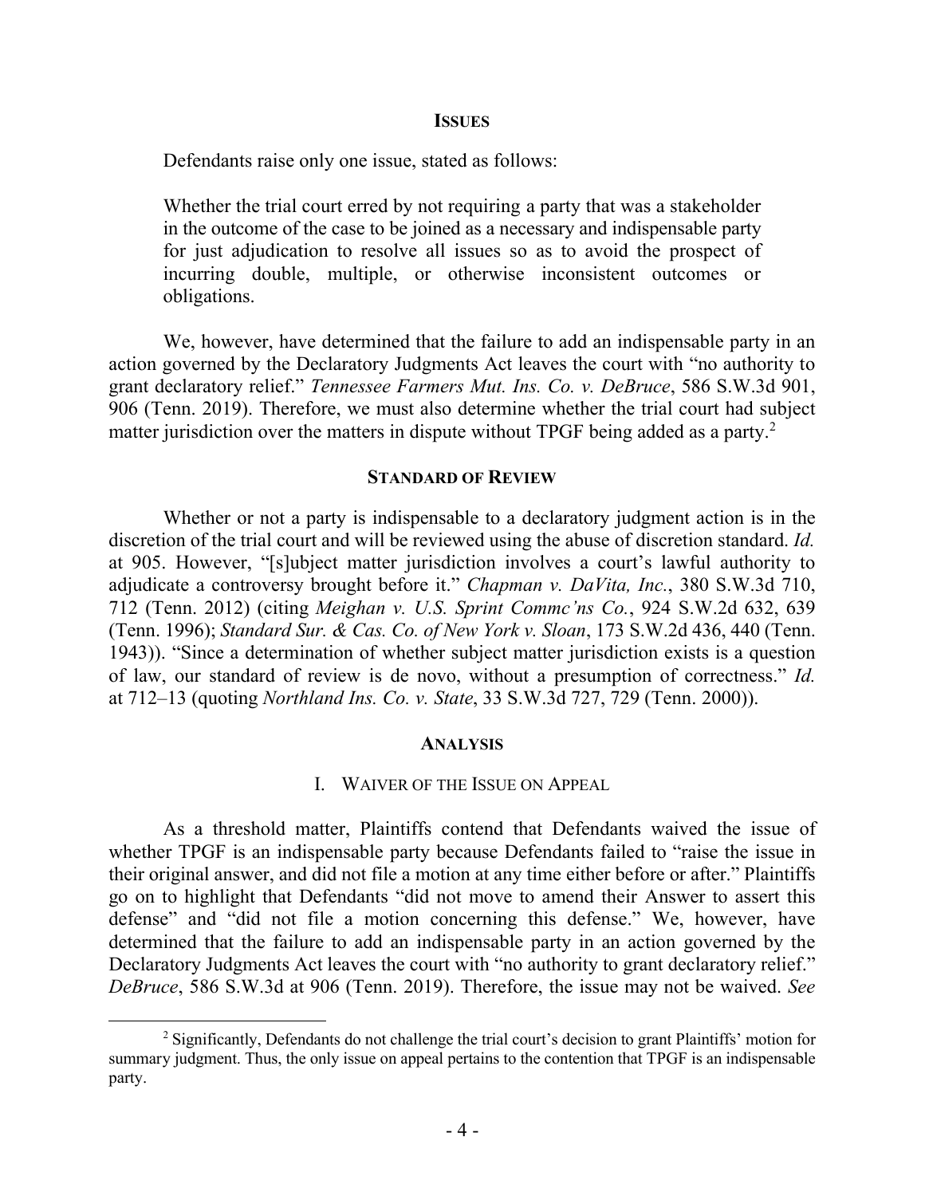## ISSUES

Defendants raise only one issue, stated as follows:

> Whether the trial court erred by not requiring a party that was a stakeholder in the outcome of the case to be joined as a necessary and indispensable party for just adjudication to resolve all issues so as to avoid the prospect of incurring double, multiple, or otherwise inconsistent outcomes or obligations.

We, however, have determined that the failure to add an indispensable party in an action governed by the Declaratory Judgments Act leaves the court with "no authority to grant declaratory relief." *Tennessee Farmers Mut. Ins. Co. v. DeBruce*, 586 S.W.3d 901, 906 (Tenn. 2019). Therefore, we must also determine whether the trial court had subject matter jurisdiction over the matters in dispute without TPGF being added as a party.[2]

## STANDARD OF REVIEW

Whether or not a party is indispensable to a declaratory judgment action is in the discretion of the trial court and will be reviewed using the abuse of discretion standard. *Id.* at 905. However, "[s]ubject matter jurisdiction involves a court's lawful authority to adjudicate a controversy brought before it." *Chapman v. DaVita, Inc.*, 380 S.W.3d 710, 712 (Tenn. 2012) (citing *Meighan v. U.S. Sprint Commc'ns Co.*, 924 S.W.2d 632, 639 (Tenn. 1996); *Standard Sur. & Cas. Co. of New York v. Sloan*, 173 S.W.2d 436, 440 (Tenn. 1943)). "Since a determination of whether subject matter jurisdiction exists is a question of law, our standard of review is de novo, without a presumption of correctness." *Id.* at 712–13 (quoting *Northland Ins. Co. v. State*, 33 S.W.3d 727, 729 (Tenn. 2000)).

## ANALYSIS

### I. WAIVER OF THE ISSUE ON APPEAL

As a threshold matter, Plaintiffs contend that Defendants waived the issue of whether TPGF is an indispensable party because Defendants failed to "raise the issue in their original answer, and did not file a motion at any time either before or after." Plaintiffs go on to highlight that Defendants "did not move to amend their Answer to assert this defense" and "did not file a motion concerning this defense." We, however, have determined that the failure to add an indispensable party in an action governed by the Declaratory Judgments Act leaves the court with "no authority to grant declaratory relief." *DeBruce*, 586 S.W.3d at 906 (Tenn. 2019). Therefore, the issue may not be waived. *See*

---

[2] Significantly, Defendants do not challenge the trial court's decision to grant Plaintiffs' motion for summary judgment. Thus, the only issue on appeal pertains to the contention that TPGF is an indispensable party.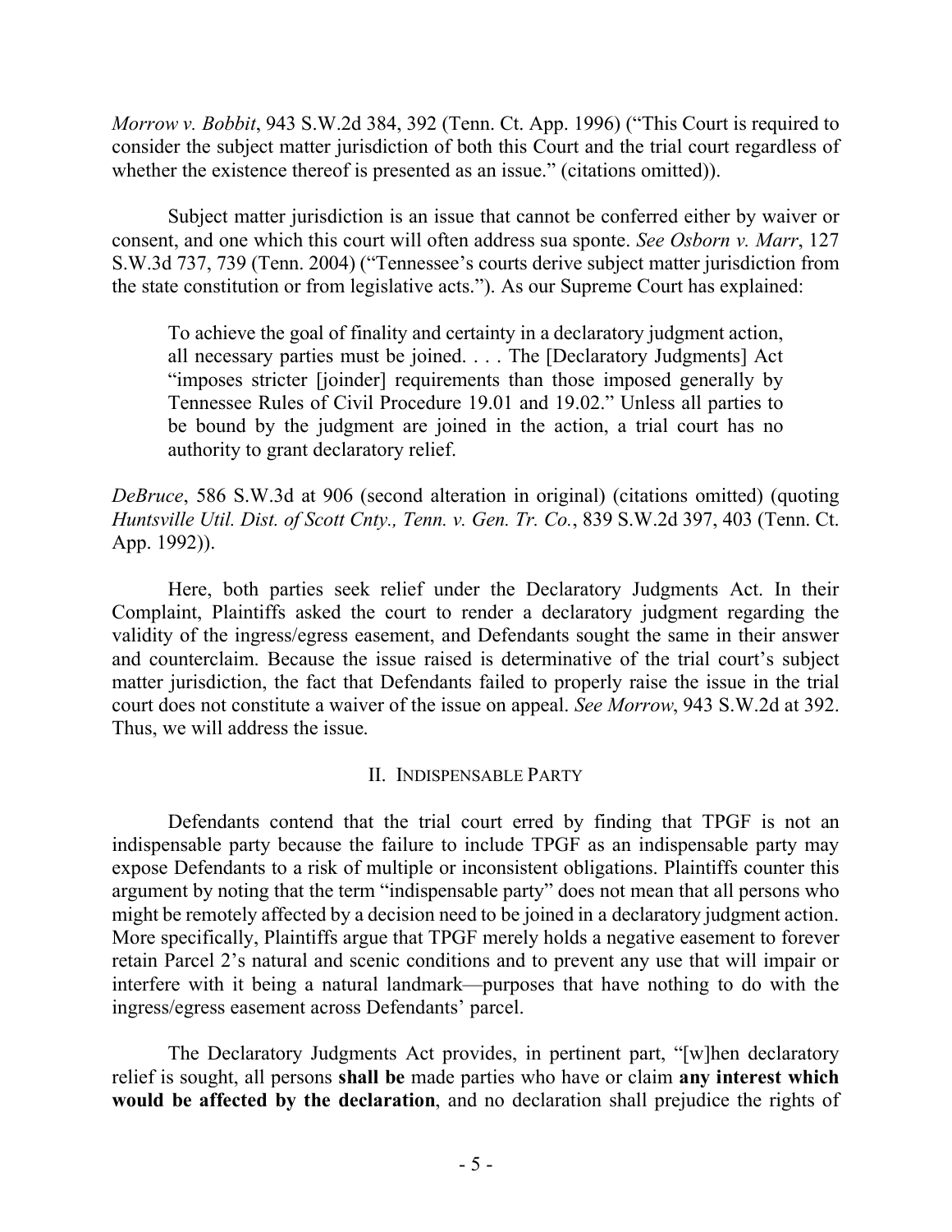*Morrow v. Bobbit*, 943 S.W.2d 384, 392 (Tenn. Ct. App. 1996) ("This Court is required to consider the subject matter jurisdiction of both this Court and the trial court regardless of whether the existence thereof is presented as an issue." (citations omitted)).

Subject matter jurisdiction is an issue that cannot be conferred either by waiver or consent, and one which this court will often address sua sponte. *See Osborn v. Marr*, 127 S.W.3d 737, 739 (Tenn. 2004) ("Tennessee's courts derive subject matter jurisdiction from the state constitution or from legislative acts."). As our Supreme Court has explained:

> To achieve the goal of finality and certainty in a declaratory judgment action, all necessary parties must be joined. . . . The [Declaratory Judgments] Act "imposes stricter [joinder] requirements than those imposed generally by Tennessee Rules of Civil Procedure 19.01 and 19.02." Unless all parties to be bound by the judgment are joined in the action, a trial court has no authority to grant declaratory relief.

*DeBruce*, 586 S.W.3d at 906 (second alteration in original) (citations omitted) (quoting *Huntsville Util. Dist. of Scott Cnty., Tenn. v. Gen. Tr. Co.*, 839 S.W.2d 397, 403 (Tenn. Ct. App. 1992)).

Here, both parties seek relief under the Declaratory Judgments Act. In their Complaint, Plaintiffs asked the court to render a declaratory judgment regarding the validity of the ingress/egress easement, and Defendants sought the same in their answer and counterclaim. Because the issue raised is determinative of the trial court's subject matter jurisdiction, the fact that Defendants failed to properly raise the issue in the trial court does not constitute a waiver of the issue on appeal. *See Morrow*, 943 S.W.2d at 392. Thus, we will address the issue.

## II. Indispensable Party

Defendants contend that the trial court erred by finding that TPGF is not an indispensable party because the failure to include TPGF as an indispensable party may expose Defendants to a risk of multiple or inconsistent obligations. Plaintiffs counter this argument by noting that the term "indispensable party" does not mean that all persons who might be remotely affected by a decision need to be joined in a declaratory judgment action. More specifically, Plaintiffs argue that TPGF merely holds a negative easement to forever retain Parcel 2's natural and scenic conditions and to prevent any use that will impair or interfere with it being a natural landmark—purposes that have nothing to do with the ingress/egress easement across Defendants' parcel.

The Declaratory Judgments Act provides, in pertinent part, "[w]hen declaratory relief is sought, all persons **shall be** made parties who have or claim **any interest which would be affected by the declaration**, and no declaration shall prejudice the rights of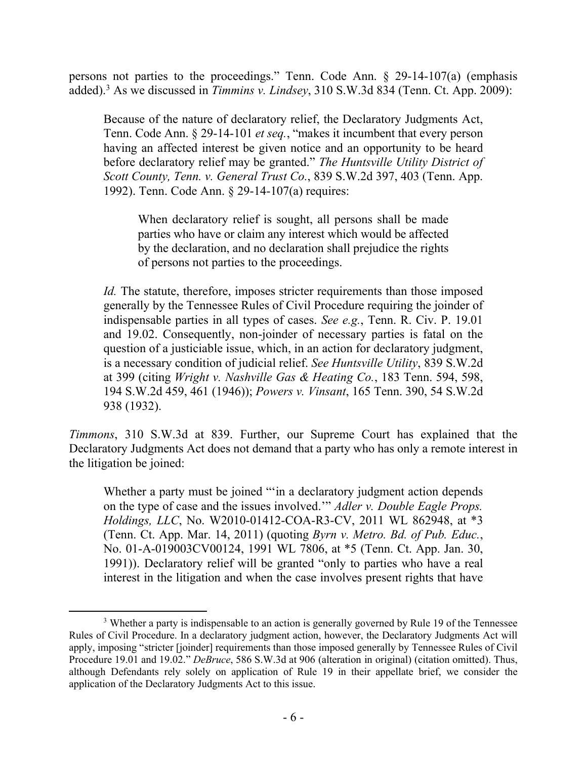persons not parties to the proceedings." Tenn. Code Ann. § 29-14-107(a) (emphasis added).[3] As we discussed in *Timmins v. Lindsey*, 310 S.W.3d 834 (Tenn. Ct. App. 2009):

> Because of the nature of declaratory relief, the Declaratory Judgments Act, Tenn. Code Ann. § 29-14-101 *et seq.*, "makes it incumbent that every person having an affected interest be given notice and an opportunity to be heard before declaratory relief may be granted." *The Huntsville Utility District of Scott County, Tenn. v. General Trust Co.*, 839 S.W.2d 397, 403 (Tenn. App. 1992). Tenn. Code Ann. § 29-14-107(a) requires:
>
> > When declaratory relief is sought, all persons shall be made parties who have or claim any interest which would be affected by the declaration, and no declaration shall prejudice the rights of persons not parties to the proceedings.
>
> *Id.* The statute, therefore, imposes stricter requirements than those imposed generally by the Tennessee Rules of Civil Procedure requiring the joinder of indispensable parties in all types of cases. *See e.g.*, Tenn. R. Civ. P. 19.01 and 19.02. Consequently, non-joinder of necessary parties is fatal on the question of a justiciable issue, which, in an action for declaratory judgment, is a necessary condition of judicial relief. *See Huntsville Utility*, 839 S.W.2d at 399 (citing *Wright v. Nashville Gas & Heating Co.*, 183 Tenn. 594, 598, 194 S.W.2d 459, 461 (1946)); *Powers v. Vinsant*, 165 Tenn. 390, 54 S.W.2d 938 (1932).

*Timmons*, 310 S.W.3d at 839. Further, our Supreme Court has explained that the Declaratory Judgments Act does not demand that a party who has only a remote interest in the litigation be joined:

> Whether a party must be joined "'in a declaratory judgment action depends on the type of case and the issues involved.'" *Adler v. Double Eagle Props. Holdings, LLC*, No. W2010-01412-COA-R3-CV, 2011 WL 862948, at *3 (Tenn. Ct. App. Mar. 14, 2011) (quoting *Byrn v. Metro. Bd. of Pub. Educ.*, No. 01-A-019003CV00124, 1991 WL 7806, at *5 (Tenn. Ct. App. Jan. 30, 1991)). Declaratory relief will be granted "only to parties who have a real interest in the litigation and when the case involves present rights that have

---

[3] Whether a party is indispensable to an action is generally governed by Rule 19 of the Tennessee Rules of Civil Procedure. In a declaratory judgment action, however, the Declaratory Judgments Act will apply, imposing "stricter [joinder] requirements than those imposed generally by Tennessee Rules of Civil Procedure 19.01 and 19.02." *DeBruce*, 586 S.W.3d at 906 (alteration in original) (citation omitted). Thus, although Defendants rely solely on application of Rule 19 in their appellate brief, we consider the application of the Declaratory Judgments Act to this issue.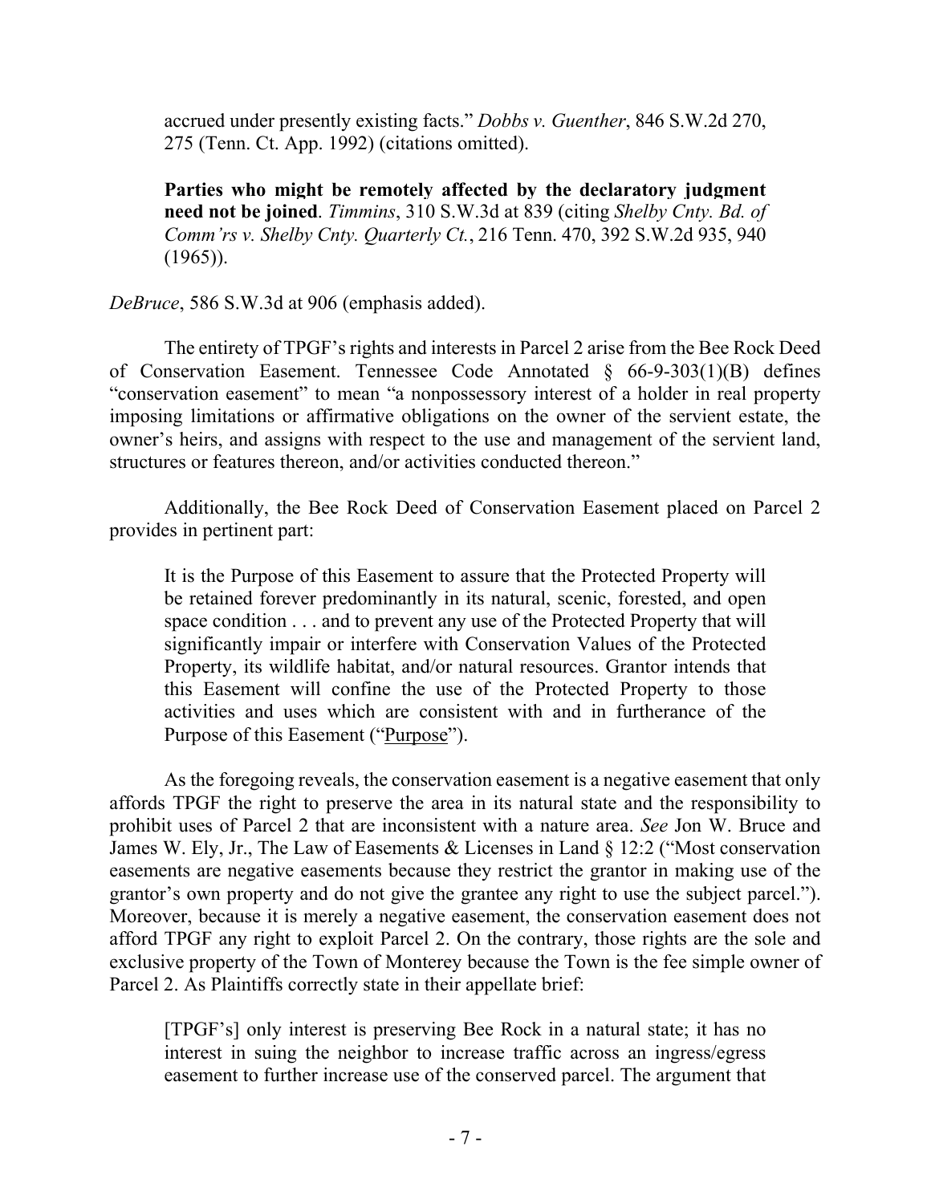> accrued under presently existing facts." *Dobbs v. Guenther*, 846 S.W.2d 270, 275 (Tenn. Ct. App. 1992) (citations omitted).
>
> **Parties who might be remotely affected by the declaratory judgment need not be joined**. *Timmins*, 310 S.W.3d at 839 (citing *Shelby Cnty. Bd. of Comm'rs v. Shelby Cnty. Quarterly Ct.*, 216 Tenn. 470, 392 S.W.2d 935, 940 (1965)).

*DeBruce*, 586 S.W.3d at 906 (emphasis added).

The entirety of TPGF's rights and interests in Parcel 2 arise from the Bee Rock Deed of Conservation Easement. Tennessee Code Annotated § 66-9-303(1)(B) defines "conservation easement" to mean "a nonpossessory interest of a holder in real property imposing limitations or affirmative obligations on the owner of the servient estate, the owner's heirs, and assigns with respect to the use and management of the servient land, structures or features thereon, and/or activities conducted thereon."

Additionally, the Bee Rock Deed of Conservation Easement placed on Parcel 2 provides in pertinent part:

> It is the Purpose of this Easement to assure that the Protected Property will be retained forever predominantly in its natural, scenic, forested, and open space condition . . . and to prevent any use of the Protected Property that will significantly impair or interfere with Conservation Values of the Protected Property, its wildlife habitat, and/or natural resources. Grantor intends that this Easement will confine the use of the Protected Property to those activities and uses which are consistent with and in furtherance of the Purpose of this Easement ("Purpose").

As the foregoing reveals, the conservation easement is a negative easement that only affords TPGF the right to preserve the area in its natural state and the responsibility to prohibit uses of Parcel 2 that are inconsistent with a nature area. *See* Jon W. Bruce and James W. Ely, Jr., The Law of Easements & Licenses in Land § 12:2 ("Most conservation easements are negative easements because they restrict the grantor in making use of the grantor's own property and do not give the grantee any right to use the subject parcel."). Moreover, because it is merely a negative easement, the conservation easement does not afford TPGF any right to exploit Parcel 2. On the contrary, those rights are the sole and exclusive property of the Town of Monterey because the Town is the fee simple owner of Parcel 2. As Plaintiffs correctly state in their appellate brief:

> [TPGF's] only interest is preserving Bee Rock in a natural state; it has no interest in suing the neighbor to increase traffic across an ingress/egress easement to further increase use of the conserved parcel. The argument that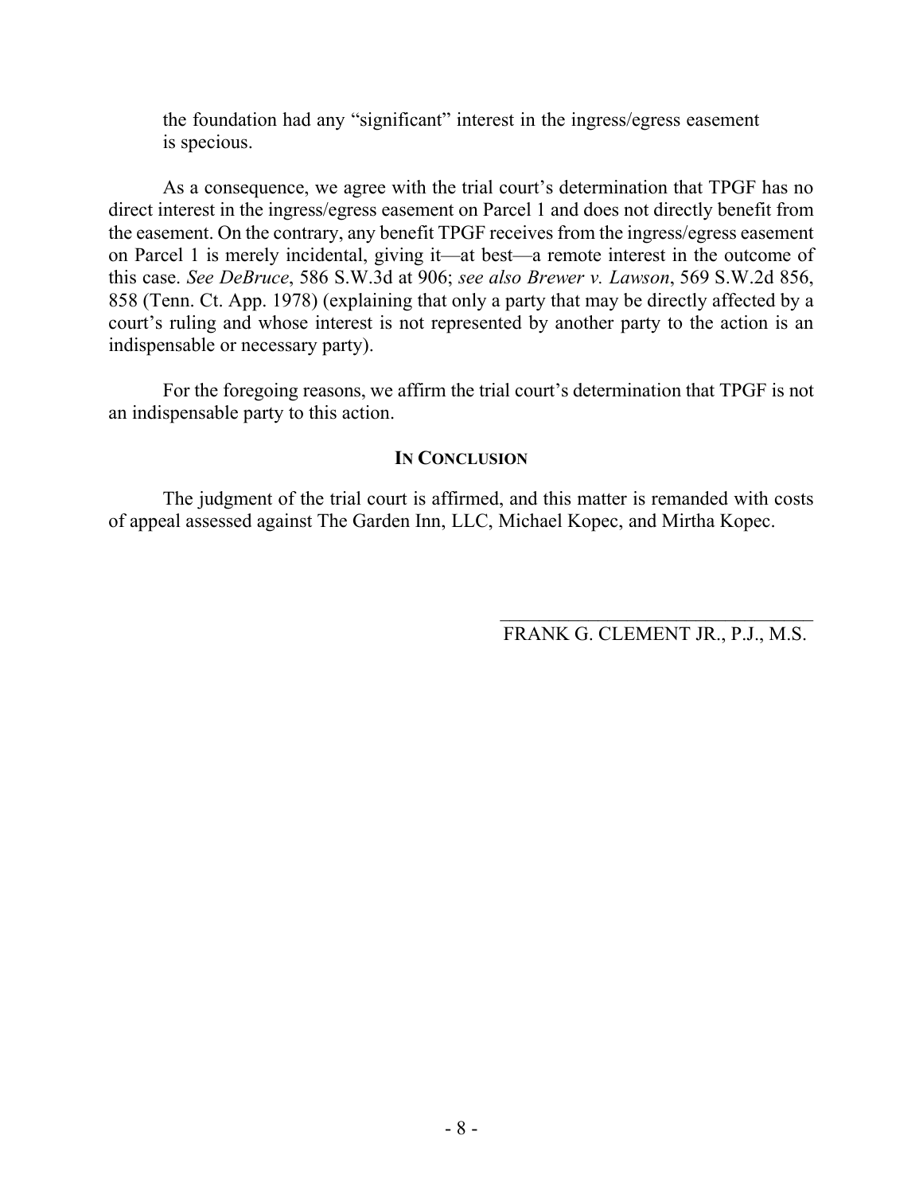the foundation had any "significant" interest in the ingress/egress easement is specious.

As a consequence, we agree with the trial court's determination that TPGF has no direct interest in the ingress/egress easement on Parcel 1 and does not directly benefit from the easement. On the contrary, any benefit TPGF receives from the ingress/egress easement on Parcel 1 is merely incidental, giving it—at best—a remote interest in the outcome of this case. *See DeBruce*, 586 S.W.3d at 906; *see also Brewer v. Lawson*, 569 S.W.2d 856, 858 (Tenn. Ct. App. 1978) (explaining that only a party that may be directly affected by a court's ruling and whose interest is not represented by another party to the action is an indispensable or necessary party).

For the foregoing reasons, we affirm the trial court's determination that TPGF is not an indispensable party to this action.

## IN CONCLUSION

The judgment of the trial court is affirmed, and this matter is remanded with costs of appeal assessed against The Garden Inn, LLC, Michael Kopec, and Mirtha Kopec.

\_\_\_\_\_\_\_\_\_\_\_\_\_\_\_\_\_\_\_\_\_\_\_\_\_\_\_\_\_\_\_\_\_

FRANK G. CLEMENT JR., P.J., M.S.